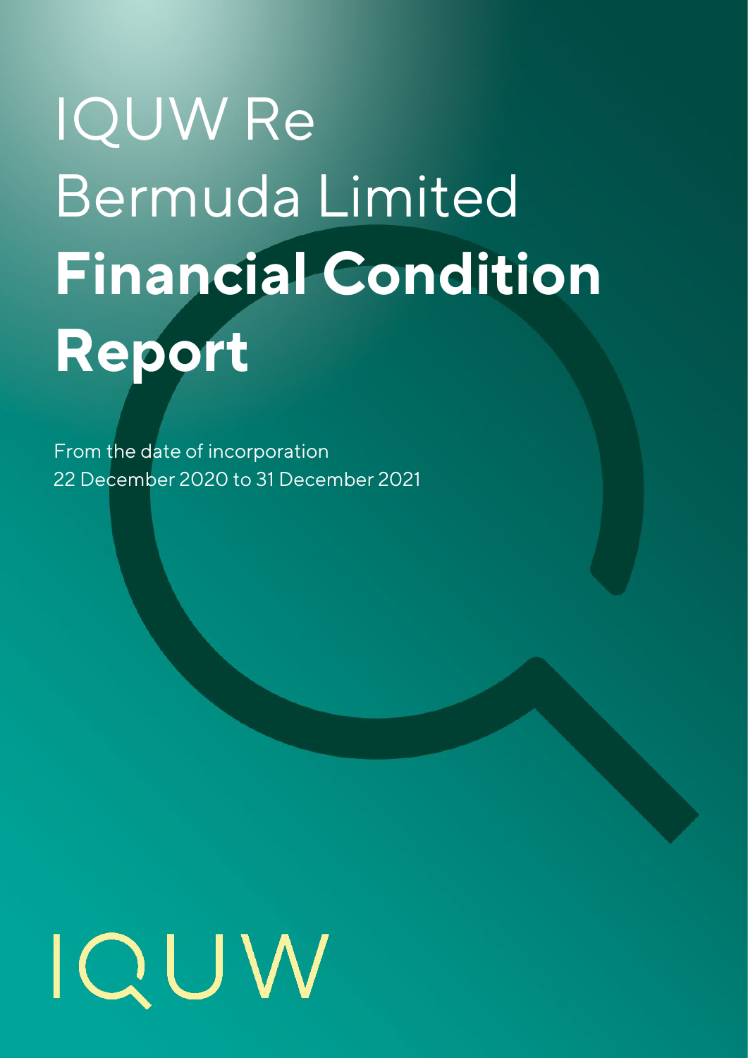# IQUW Re Bermuda Limited **Financial Condition Report**

From the date of incorporation
22 December 2020 to 31 December 2021

IQUW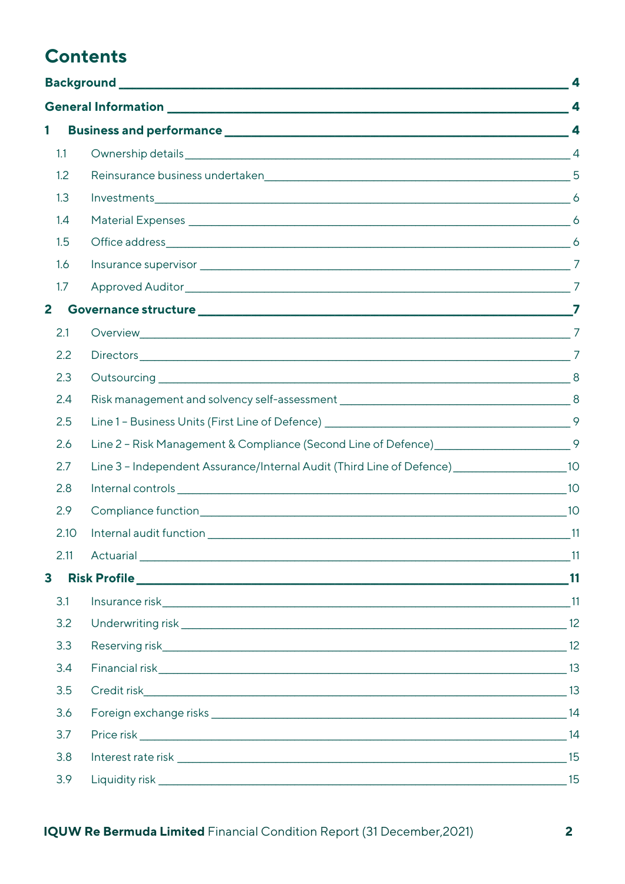# Contents

**Background** 4

**General Information** 4

**1 Business and performance** 4

- 1.1 Ownership details 4
- 1.2 Reinsurance business undertaken 5
- 1.3 Investments 6
- 1.4 Material Expenses 6
- 1.5 Office address 6
- 1.6 Insurance supervisor 7
- 1.7 Approved Auditor 7

**2 Governance structure** 7

- 2.1 Overview 7
- 2.2 Directors 7
- 2.3 Outsourcing 8
- 2.4 Risk management and solvency self-assessment 8
- 2.5 Line 1 – Business Units (First Line of Defence) 9
- 2.6 Line 2 – Risk Management & Compliance (Second Line of Defence) 9
- 2.7 Line 3 – Independent Assurance/Internal Audit (Third Line of Defence) 10
- 2.8 Internal controls 10
- 2.9 Compliance function 10
- 2.10 Internal audit function 11
- 2.11 Actuarial 11

**3 Risk Profile** 11

- 3.1 Insurance risk 11
- 3.2 Underwriting risk 12
- 3.3 Reserving risk 12
- 3.4 Financial risk 13
- 3.5 Credit risk 13
- 3.6 Foreign exchange risks 14
- 3.7 Price risk 14
- 3.8 Interest rate risk 15
- 3.9 Liquidity risk 15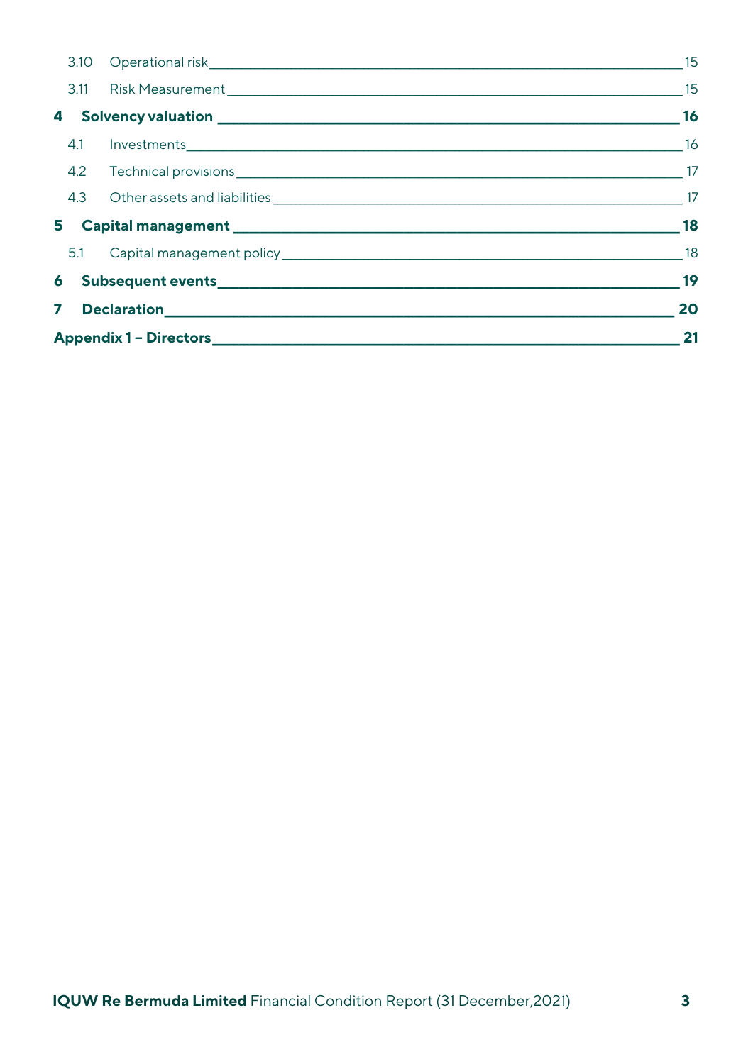| | | |
|---|---|---|
| 3.10 | Operational risk | 15 |
| 3.11 | Risk Measurement | 15 |
| **4** | **Solvency valuation** | **16** |
| 4.1 | Investments | 16 |
| 4.2 | Technical provisions | 17 |
| 4.3 | Other assets and liabilities | 17 |
| **5** | **Capital management** | **18** |
| 5.1 | Capital management policy | 18 |
| **6** | **Subsequent events** | **19** |
| **7** | **Declaration** | **20** |
| **Appendix 1 – Directors** | | **21** |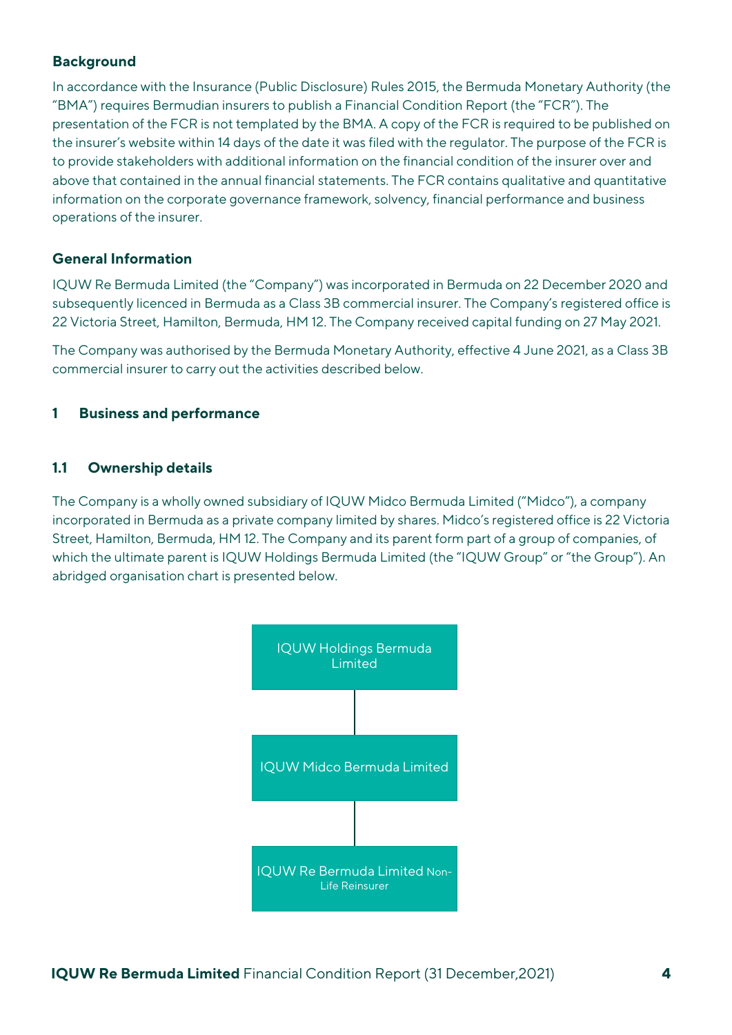### Background

In accordance with the Insurance (Public Disclosure) Rules 2015, the Bermuda Monetary Authority (the "BMA") requires Bermudian insurers to publish a Financial Condition Report (the "FCR"). The presentation of the FCR is not templated by the BMA. A copy of the FCR is required to be published on the insurer's website within 14 days of the date it was filed with the regulator. The purpose of the FCR is to provide stakeholders with additional information on the financial condition of the insurer over and above that contained in the annual financial statements. The FCR contains qualitative and quantitative information on the corporate governance framework, solvency, financial performance and business operations of the insurer.

### General Information

IQUW Re Bermuda Limited (the "Company") was incorporated in Bermuda on 22 December 2020 and subsequently licenced in Bermuda as a Class 3B commercial insurer. The Company's registered office is 22 Victoria Street, Hamilton, Bermuda, HM 12. The Company received capital funding on 27 May 2021.

The Company was authorised by the Bermuda Monetary Authority, effective 4 June 2021, as a Class 3B commercial insurer to carry out the activities described below.

## 1 Business and performance

### 1.1 Ownership details

The Company is a wholly owned subsidiary of IQUW Midco Bermuda Limited ("Midco"), a company incorporated in Bermuda as a private company limited by shares. Midco's registered office is 22 Victoria Street, Hamilton, Bermuda, HM 12. The Company and its parent form part of a group of companies, of which the ultimate parent is IQUW Holdings Bermuda Limited (the "IQUW Group" or "the Group"). An abridged organisation chart is presented below.

IQUW Holdings Bermuda Limited

IQUW Midco Bermuda Limited

IQUW Re Bermuda Limited Non-Life Reinsurer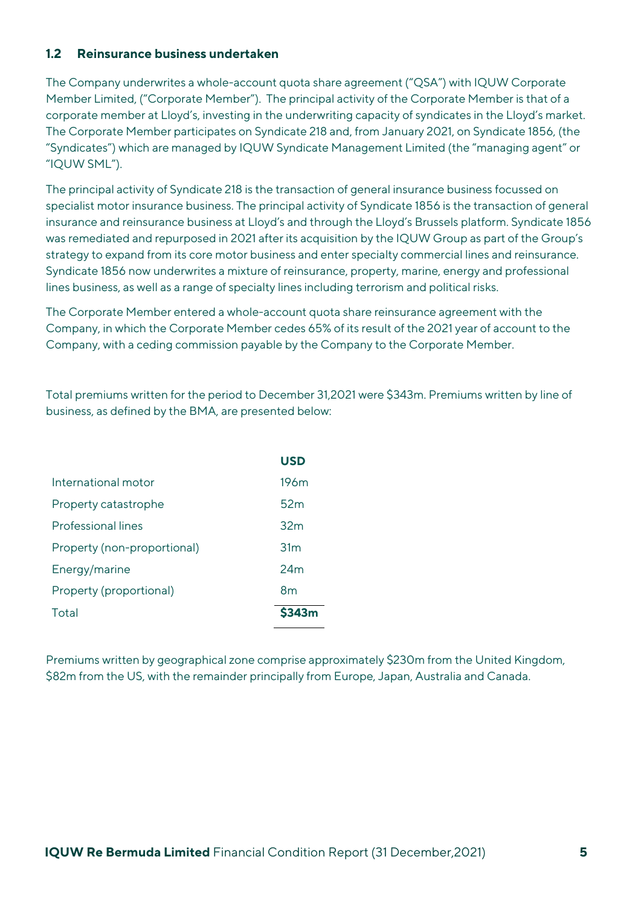### 1.2 Reinsurance business undertaken

The Company underwrites a whole-account quota share agreement ("QSA") with IQUW Corporate Member Limited, ("Corporate Member"). The principal activity of the Corporate Member is that of a corporate member at Lloyd's, investing in the underwriting capacity of syndicates in the Lloyd's market. The Corporate Member participates on Syndicate 218 and, from January 2021, on Syndicate 1856, (the "Syndicates") which are managed by IQUW Syndicate Management Limited (the "managing agent" or "IQUW SML").

The principal activity of Syndicate 218 is the transaction of general insurance business focussed on specialist motor insurance business. The principal activity of Syndicate 1856 is the transaction of general insurance and reinsurance business at Lloyd's and through the Lloyd's Brussels platform. Syndicate 1856 was remediated and repurposed in 2021 after its acquisition by the IQUW Group as part of the Group's strategy to expand from its core motor business and enter specialty commercial lines and reinsurance. Syndicate 1856 now underwrites a mixture of reinsurance, property, marine, energy and professional lines business, as well as a range of specialty lines including terrorism and political risks.

The Corporate Member entered a whole-account quota share reinsurance agreement with the Company, in which the Corporate Member cedes 65% of its result of the 2021 year of account to the Company, with a ceding commission payable by the Company to the Corporate Member.

Total premiums written for the period to December 31,2021 were $343m. Premiums written by line of business, as defined by the BMA, are presented below:

| | **USD** |
|---|---|
| International motor | 196m |
| Property catastrophe | 52m |
| Professional lines | 32m |
| Property (non-proportional) | 31m |
| Energy/marine | 24m |
| Property (proportional) | 8m |
| Total | **$343m** |

Premiums written by geographical zone comprise approximately $230m from the United Kingdom, $82m from the US, with the remainder principally from Europe, Japan, Australia and Canada.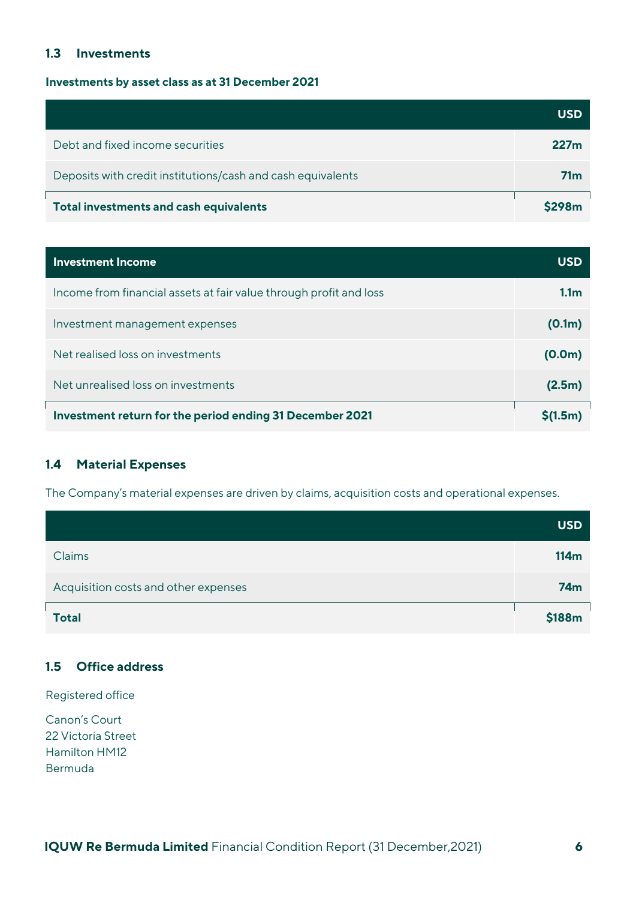### 1.3 Investments

**Investments by asset class as at 31 December 2021**

| | USD |
|---|---|
| Debt and fixed income securities | **227m** |
| Deposits with credit institutions/cash and cash equivalents | **71m** |
| **Total investments and cash equivalents** | **$298m** |

| Investment Income | USD |
|---|---|
| Income from financial assets at fair value through profit and loss | **1.1m** |
| Investment management expenses | **(0.1m)** |
| Net realised loss on investments | **(0.0m)** |
| Net unrealised loss on investments | **(2.5m)** |
| **Investment return for the period ending 31 December 2021** | **$(1.5m)** |

### 1.4 Material Expenses

The Company's material expenses are driven by claims, acquisition costs and operational expenses.

| | USD |
|---|---|
| Claims | **114m** |
| Acquisition costs and other expenses | **74m** |
| **Total** | **$188m** |

### 1.5 Office address

Registered office

Canon's Court
22 Victoria Street
Hamilton HM12
Bermuda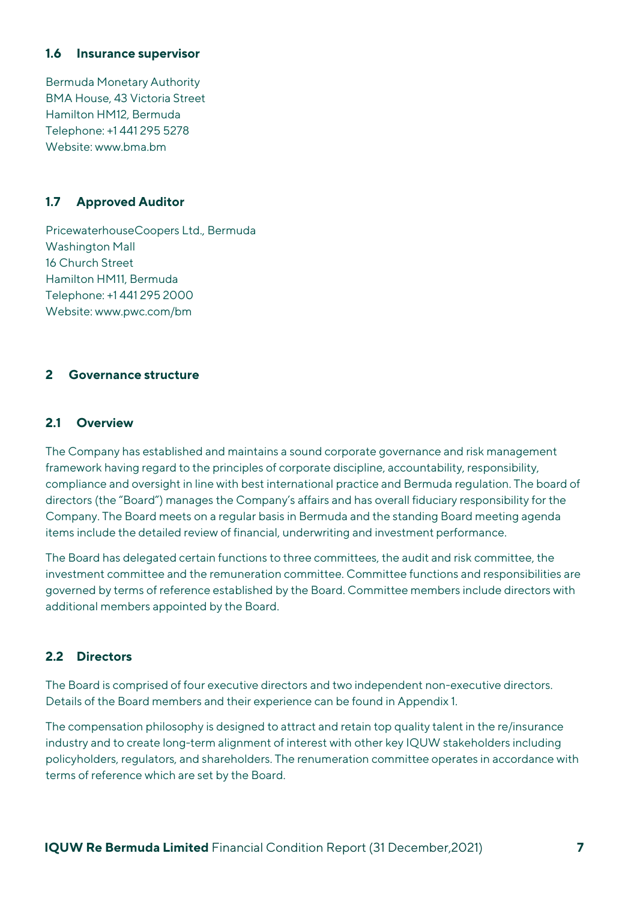### 1.6 Insurance supervisor

Bermuda Monetary Authority
BMA House, 43 Victoria Street
Hamilton HM12, Bermuda
Telephone: +1 441 295 5278
Website: www.bma.bm

### 1.7 Approved Auditor

PricewaterhouseCoopers Ltd., Bermuda
Washington Mall
16 Church Street
Hamilton HM11, Bermuda
Telephone: +1 441 295 2000
Website: www.pwc.com/bm

## 2 Governance structure

### 2.1 Overview

The Company has established and maintains a sound corporate governance and risk management framework having regard to the principles of corporate discipline, accountability, responsibility, compliance and oversight in line with best international practice and Bermuda regulation. The board of directors (the "Board") manages the Company's affairs and has overall fiduciary responsibility for the Company. The Board meets on a regular basis in Bermuda and the standing Board meeting agenda items include the detailed review of financial, underwriting and investment performance.

The Board has delegated certain functions to three committees, the audit and risk committee, the investment committee and the remuneration committee. Committee functions and responsibilities are governed by terms of reference established by the Board. Committee members include directors with additional members appointed by the Board.

### 2.2 Directors

The Board is comprised of four executive directors and two independent non-executive directors. Details of the Board members and their experience can be found in Appendix 1.

The compensation philosophy is designed to attract and retain top quality talent in the re/insurance industry and to create long-term alignment of interest with other key IQUW stakeholders including policyholders, regulators, and shareholders. The renumeration committee operates in accordance with terms of reference which are set by the Board.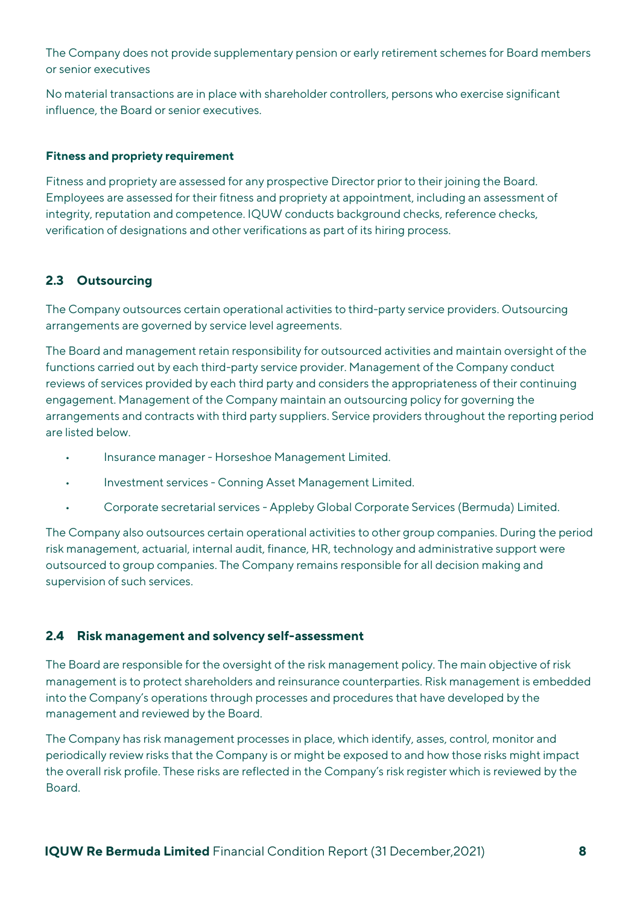The Company does not provide supplementary pension or early retirement schemes for Board members or senior executives

No material transactions are in place with shareholder controllers, persons who exercise significant influence, the Board or senior executives.

**Fitness and propriety requirement**

Fitness and propriety are assessed for any prospective Director prior to their joining the Board. Employees are assessed for their fitness and propriety at appointment, including an assessment of integrity, reputation and competence. IQUW conducts background checks, reference checks, verification of designations and other verifications as part of its hiring process.

### 2.3 Outsourcing

The Company outsources certain operational activities to third-party service providers. Outsourcing arrangements are governed by service level agreements.

The Board and management retain responsibility for outsourced activities and maintain oversight of the functions carried out by each third-party service provider. Management of the Company conduct reviews of services provided by each third party and considers the appropriateness of their continuing engagement. Management of the Company maintain an outsourcing policy for governing the arrangements and contracts with third party suppliers. Service providers throughout the reporting period are listed below.

- Insurance manager - Horseshoe Management Limited.
- Investment services - Conning Asset Management Limited.
- Corporate secretarial services - Appleby Global Corporate Services (Bermuda) Limited.

The Company also outsources certain operational activities to other group companies. During the period risk management, actuarial, internal audit, finance, HR, technology and administrative support were outsourced to group companies. The Company remains responsible for all decision making and supervision of such services.

### 2.4 Risk management and solvency self-assessment

The Board are responsible for the oversight of the risk management policy. The main objective of risk management is to protect shareholders and reinsurance counterparties. Risk management is embedded into the Company's operations through processes and procedures that have developed by the management and reviewed by the Board.

The Company has risk management processes in place, which identify, asses, control, monitor and periodically review risks that the Company is or might be exposed to and how those risks might impact the overall risk profile. These risks are reflected in the Company's risk register which is reviewed by the Board.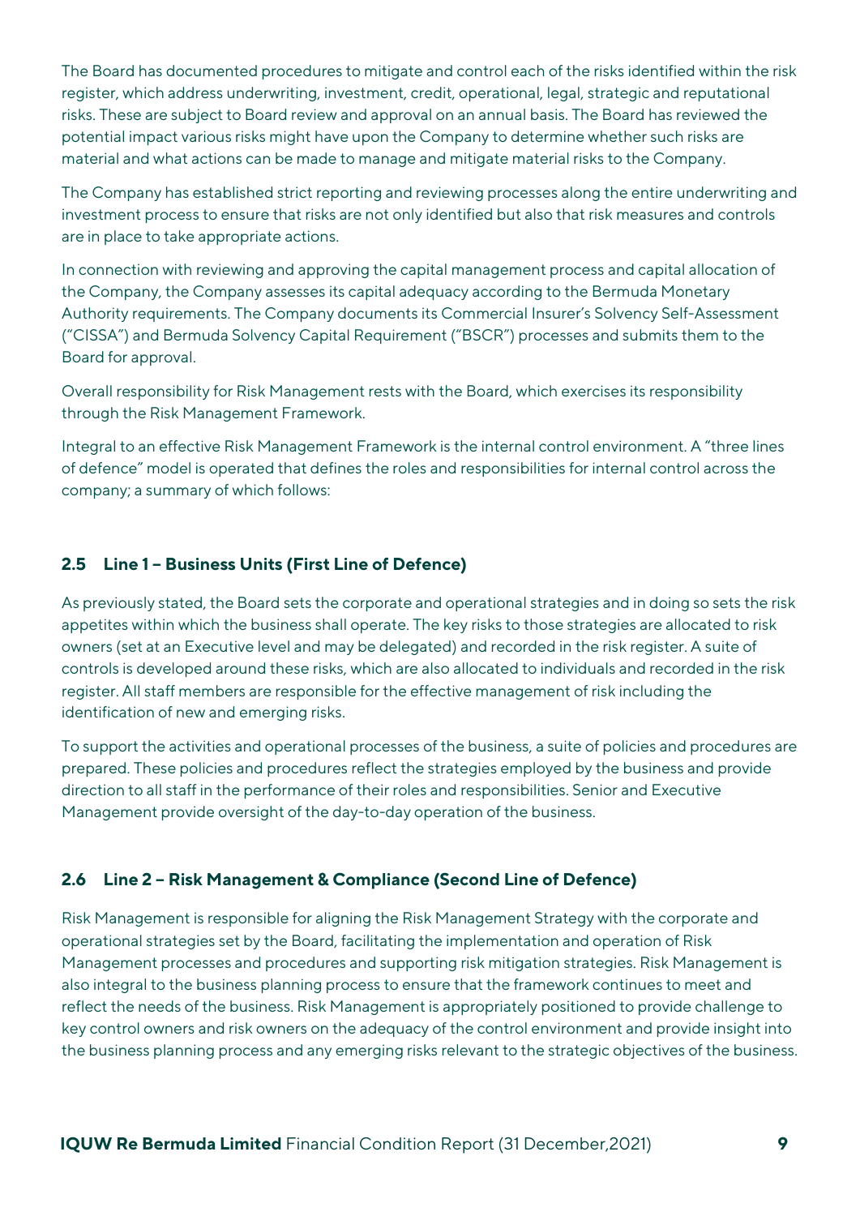The Board has documented procedures to mitigate and control each of the risks identified within the risk register, which address underwriting, investment, credit, operational, legal, strategic and reputational risks. These are subject to Board review and approval on an annual basis. The Board has reviewed the potential impact various risks might have upon the Company to determine whether such risks are material and what actions can be made to manage and mitigate material risks to the Company.

The Company has established strict reporting and reviewing processes along the entire underwriting and investment process to ensure that risks are not only identified but also that risk measures and controls are in place to take appropriate actions.

In connection with reviewing and approving the capital management process and capital allocation of the Company, the Company assesses its capital adequacy according to the Bermuda Monetary Authority requirements. The Company documents its Commercial Insurer's Solvency Self-Assessment ("CISSA") and Bermuda Solvency Capital Requirement ("BSCR") processes and submits them to the Board for approval.

Overall responsibility for Risk Management rests with the Board, which exercises its responsibility through the Risk Management Framework.

Integral to an effective Risk Management Framework is the internal control environment. A "three lines of defence" model is operated that defines the roles and responsibilities for internal control across the company; a summary of which follows:

### 2.5 Line 1 – Business Units (First Line of Defence)

As previously stated, the Board sets the corporate and operational strategies and in doing so sets the risk appetites within which the business shall operate. The key risks to those strategies are allocated to risk owners (set at an Executive level and may be delegated) and recorded in the risk register. A suite of controls is developed around these risks, which are also allocated to individuals and recorded in the risk register. All staff members are responsible for the effective management of risk including the identification of new and emerging risks.

To support the activities and operational processes of the business, a suite of policies and procedures are prepared. These policies and procedures reflect the strategies employed by the business and provide direction to all staff in the performance of their roles and responsibilities. Senior and Executive Management provide oversight of the day-to-day operation of the business.

### 2.6 Line 2 – Risk Management & Compliance (Second Line of Defence)

Risk Management is responsible for aligning the Risk Management Strategy with the corporate and operational strategies set by the Board, facilitating the implementation and operation of Risk Management processes and procedures and supporting risk mitigation strategies. Risk Management is also integral to the business planning process to ensure that the framework continues to meet and reflect the needs of the business. Risk Management is appropriately positioned to provide challenge to key control owners and risk owners on the adequacy of the control environment and provide insight into the business planning process and any emerging risks relevant to the strategic objectives of the business.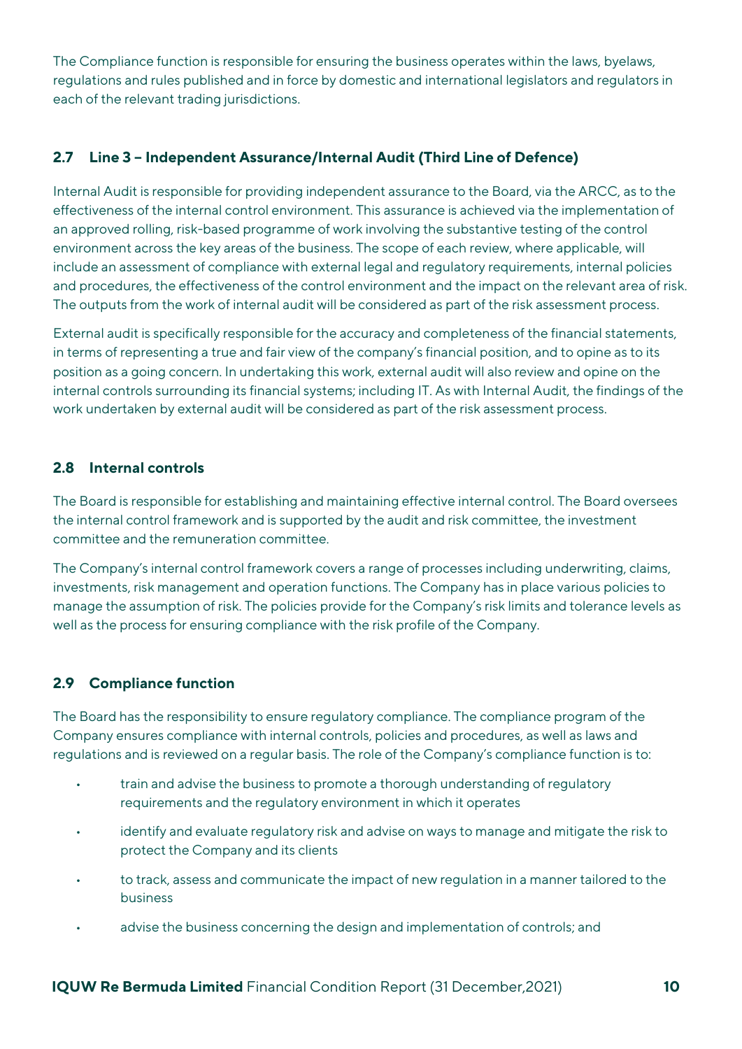The Compliance function is responsible for ensuring the business operates within the laws, byelaws, regulations and rules published and in force by domestic and international legislators and regulators in each of the relevant trading jurisdictions.

### 2.7 Line 3 – Independent Assurance/Internal Audit (Third Line of Defence)

Internal Audit is responsible for providing independent assurance to the Board, via the ARCC, as to the effectiveness of the internal control environment. This assurance is achieved via the implementation of an approved rolling, risk-based programme of work involving the substantive testing of the control environment across the key areas of the business. The scope of each review, where applicable, will include an assessment of compliance with external legal and regulatory requirements, internal policies and procedures, the effectiveness of the control environment and the impact on the relevant area of risk. The outputs from the work of internal audit will be considered as part of the risk assessment process.

External audit is specifically responsible for the accuracy and completeness of the financial statements, in terms of representing a true and fair view of the company's financial position, and to opine as to its position as a going concern. In undertaking this work, external audit will also review and opine on the internal controls surrounding its financial systems; including IT. As with Internal Audit, the findings of the work undertaken by external audit will be considered as part of the risk assessment process.

### 2.8 Internal controls

The Board is responsible for establishing and maintaining effective internal control. The Board oversees the internal control framework and is supported by the audit and risk committee, the investment committee and the remuneration committee.

The Company's internal control framework covers a range of processes including underwriting, claims, investments, risk management and operation functions. The Company has in place various policies to manage the assumption of risk. The policies provide for the Company's risk limits and tolerance levels as well as the process for ensuring compliance with the risk profile of the Company.

### 2.9 Compliance function

The Board has the responsibility to ensure regulatory compliance. The compliance program of the Company ensures compliance with internal controls, policies and procedures, as well as laws and regulations and is reviewed on a regular basis. The role of the Company's compliance function is to:

- train and advise the business to promote a thorough understanding of regulatory requirements and the regulatory environment in which it operates
- identify and evaluate regulatory risk and advise on ways to manage and mitigate the risk to protect the Company and its clients
- to track, assess and communicate the impact of new regulation in a manner tailored to the business
- advise the business concerning the design and implementation of controls; and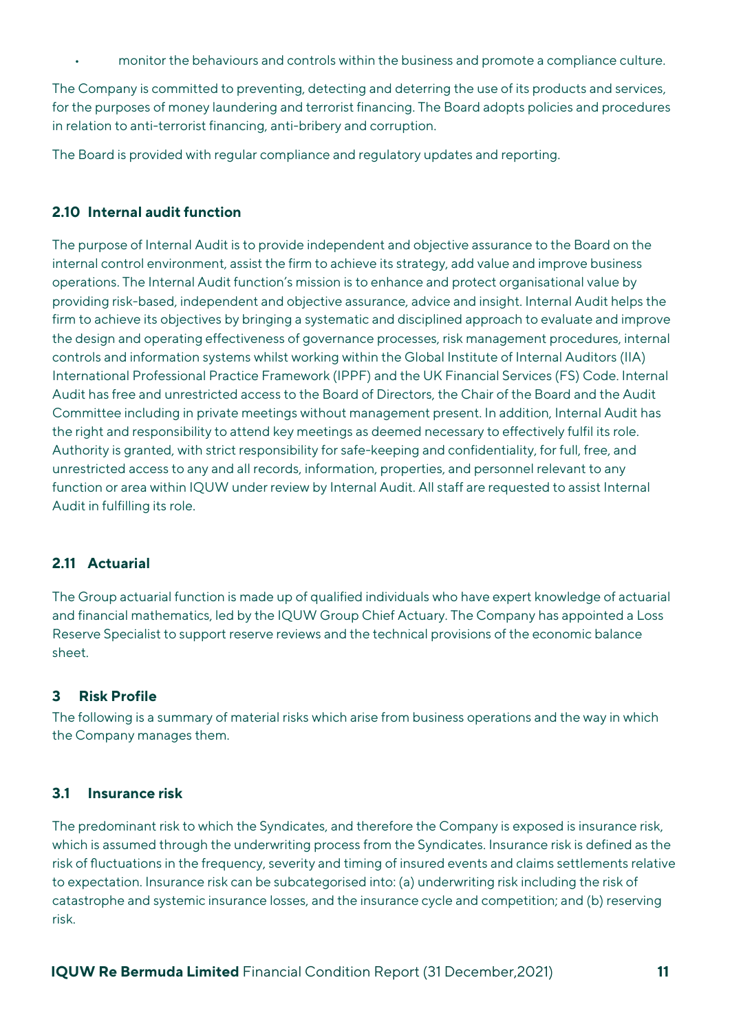- monitor the behaviours and controls within the business and promote a compliance culture.

The Company is committed to preventing, detecting and deterring the use of its products and services, for the purposes of money laundering and terrorist financing. The Board adopts policies and procedures in relation to anti-terrorist financing, anti-bribery and corruption.

The Board is provided with regular compliance and regulatory updates and reporting.

### 2.10 Internal audit function

The purpose of Internal Audit is to provide independent and objective assurance to the Board on the internal control environment, assist the firm to achieve its strategy, add value and improve business operations. The Internal Audit function's mission is to enhance and protect organisational value by providing risk-based, independent and objective assurance, advice and insight. Internal Audit helps the firm to achieve its objectives by bringing a systematic and disciplined approach to evaluate and improve the design and operating effectiveness of governance processes, risk management procedures, internal controls and information systems whilst working within the Global Institute of Internal Auditors (IIA) International Professional Practice Framework (IPPF) and the UK Financial Services (FS) Code. Internal Audit has free and unrestricted access to the Board of Directors, the Chair of the Board and the Audit Committee including in private meetings without management present. In addition, Internal Audit has the right and responsibility to attend key meetings as deemed necessary to effectively fulfil its role. Authority is granted, with strict responsibility for safe-keeping and confidentiality, for full, free, and unrestricted access to any and all records, information, properties, and personnel relevant to any function or area within IQUW under review by Internal Audit. All staff are requested to assist Internal Audit in fulfilling its role.

### 2.11 Actuarial

The Group actuarial function is made up of qualified individuals who have expert knowledge of actuarial and financial mathematics, led by the IQUW Group Chief Actuary. The Company has appointed a Loss Reserve Specialist to support reserve reviews and the technical provisions of the economic balance sheet.

## 3 Risk Profile

The following is a summary of material risks which arise from business operations and the way in which the Company manages them.

### 3.1 Insurance risk

The predominant risk to which the Syndicates, and therefore the Company is exposed is insurance risk, which is assumed through the underwriting process from the Syndicates. Insurance risk is defined as the risk of fluctuations in the frequency, severity and timing of insured events and claims settlements relative to expectation. Insurance risk can be subcategorised into: (a) underwriting risk including the risk of catastrophe and systemic insurance losses, and the insurance cycle and competition; and (b) reserving risk.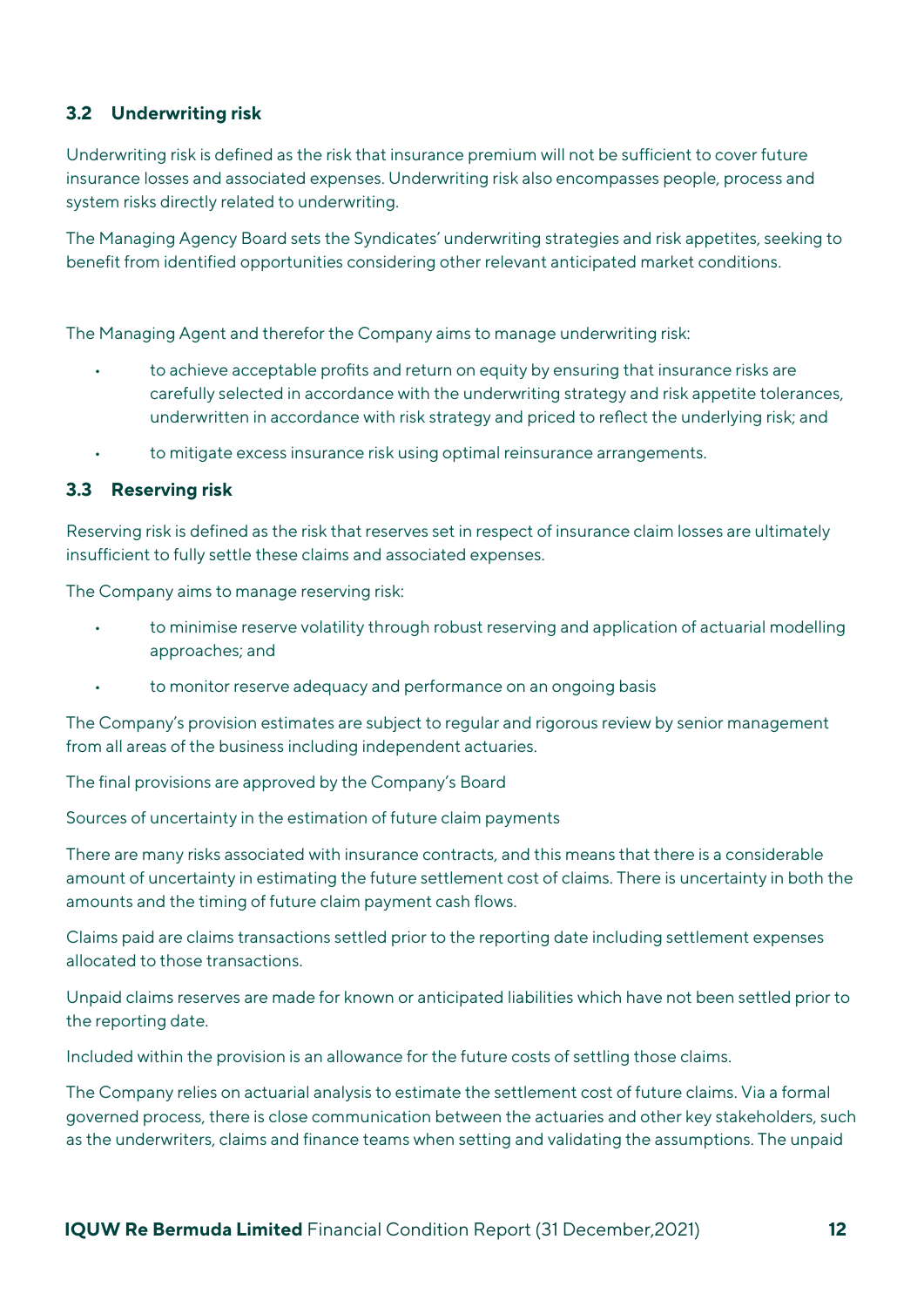### 3.2 Underwriting risk

Underwriting risk is defined as the risk that insurance premium will not be sufficient to cover future insurance losses and associated expenses. Underwriting risk also encompasses people, process and system risks directly related to underwriting.

The Managing Agency Board sets the Syndicates' underwriting strategies and risk appetites, seeking to benefit from identified opportunities considering other relevant anticipated market conditions.

The Managing Agent and therefor the Company aims to manage underwriting risk:

- to achieve acceptable profits and return on equity by ensuring that insurance risks are carefully selected in accordance with the underwriting strategy and risk appetite tolerances, underwritten in accordance with risk strategy and priced to reflect the underlying risk; and
- to mitigate excess insurance risk using optimal reinsurance arrangements.

### 3.3 Reserving risk

Reserving risk is defined as the risk that reserves set in respect of insurance claim losses are ultimately insufficient to fully settle these claims and associated expenses.

The Company aims to manage reserving risk:

- to minimise reserve volatility through robust reserving and application of actuarial modelling approaches; and
- to monitor reserve adequacy and performance on an ongoing basis

The Company's provision estimates are subject to regular and rigorous review by senior management from all areas of the business including independent actuaries.

The final provisions are approved by the Company's Board

Sources of uncertainty in the estimation of future claim payments

There are many risks associated with insurance contracts, and this means that there is a considerable amount of uncertainty in estimating the future settlement cost of claims. There is uncertainty in both the amounts and the timing of future claim payment cash flows.

Claims paid are claims transactions settled prior to the reporting date including settlement expenses allocated to those transactions.

Unpaid claims reserves are made for known or anticipated liabilities which have not been settled prior to the reporting date.

Included within the provision is an allowance for the future costs of settling those claims.

The Company relies on actuarial analysis to estimate the settlement cost of future claims. Via a formal governed process, there is close communication between the actuaries and other key stakeholders, such as the underwriters, claims and finance teams when setting and validating the assumptions. The unpaid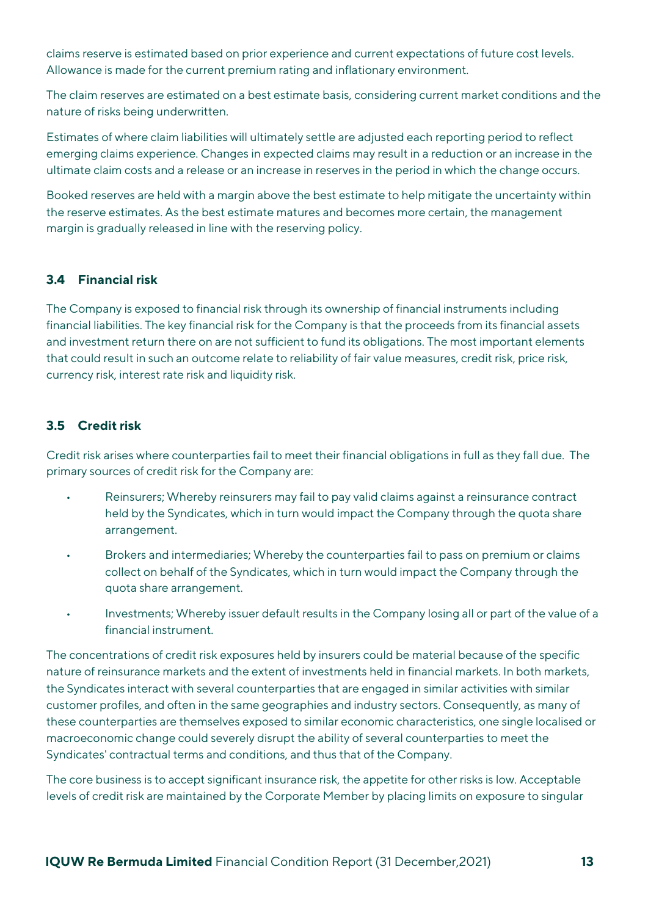claims reserve is estimated based on prior experience and current expectations of future cost levels. Allowance is made for the current premium rating and inflationary environment.

The claim reserves are estimated on a best estimate basis, considering current market conditions and the nature of risks being underwritten.

Estimates of where claim liabilities will ultimately settle are adjusted each reporting period to reflect emerging claims experience. Changes in expected claims may result in a reduction or an increase in the ultimate claim costs and a release or an increase in reserves in the period in which the change occurs.

Booked reserves are held with a margin above the best estimate to help mitigate the uncertainty within the reserve estimates. As the best estimate matures and becomes more certain, the management margin is gradually released in line with the reserving policy.

### 3.4 Financial risk

The Company is exposed to financial risk through its ownership of financial instruments including financial liabilities. The key financial risk for the Company is that the proceeds from its financial assets and investment return there on are not sufficient to fund its obligations. The most important elements that could result in such an outcome relate to reliability of fair value measures, credit risk, price risk, currency risk, interest rate risk and liquidity risk.

### 3.5 Credit risk

Credit risk arises where counterparties fail to meet their financial obligations in full as they fall due. The primary sources of credit risk for the Company are:

- Reinsurers; Whereby reinsurers may fail to pay valid claims against a reinsurance contract held by the Syndicates, which in turn would impact the Company through the quota share arrangement.
- Brokers and intermediaries; Whereby the counterparties fail to pass on premium or claims collect on behalf of the Syndicates, which in turn would impact the Company through the quota share arrangement.
- Investments; Whereby issuer default results in the Company losing all or part of the value of a financial instrument.

The concentrations of credit risk exposures held by insurers could be material because of the specific nature of reinsurance markets and the extent of investments held in financial markets. In both markets, the Syndicates interact with several counterparties that are engaged in similar activities with similar customer profiles, and often in the same geographies and industry sectors. Consequently, as many of these counterparties are themselves exposed to similar economic characteristics, one single localised or macroeconomic change could severely disrupt the ability of several counterparties to meet the Syndicates' contractual terms and conditions, and thus that of the Company.

The core business is to accept significant insurance risk, the appetite for other risks is low. Acceptable levels of credit risk are maintained by the Corporate Member by placing limits on exposure to singular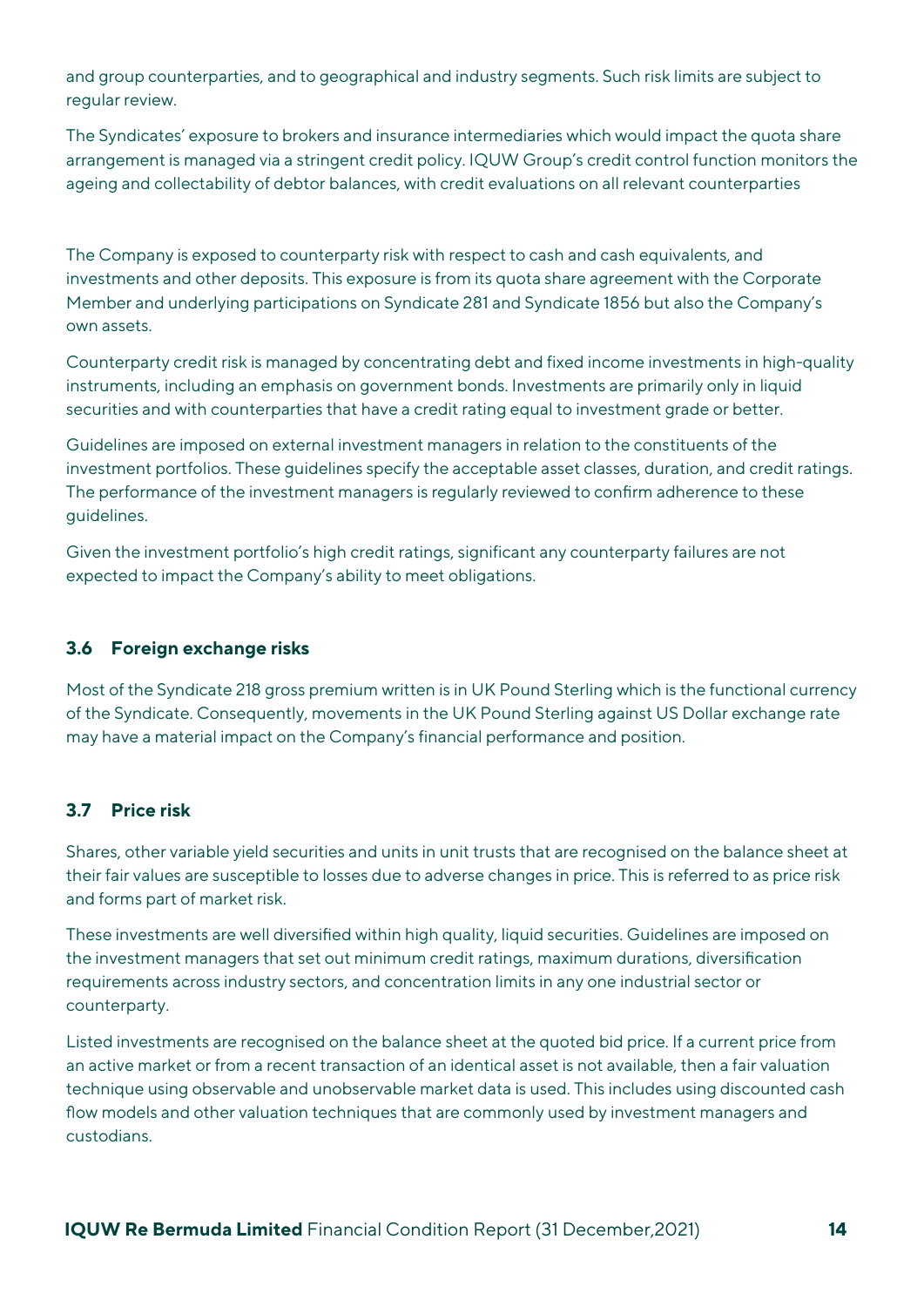and group counterparties, and to geographical and industry segments. Such risk limits are subject to regular review.

The Syndicates' exposure to brokers and insurance intermediaries which would impact the quota share arrangement is managed via a stringent credit policy. IQUW Group's credit control function monitors the ageing and collectability of debtor balances, with credit evaluations on all relevant counterparties

The Company is exposed to counterparty risk with respect to cash and cash equivalents, and investments and other deposits. This exposure is from its quota share agreement with the Corporate Member and underlying participations on Syndicate 281 and Syndicate 1856 but also the Company's own assets.

Counterparty credit risk is managed by concentrating debt and fixed income investments in high-quality instruments, including an emphasis on government bonds. Investments are primarily only in liquid securities and with counterparties that have a credit rating equal to investment grade or better.

Guidelines are imposed on external investment managers in relation to the constituents of the investment portfolios. These guidelines specify the acceptable asset classes, duration, and credit ratings. The performance of the investment managers is regularly reviewed to confirm adherence to these guidelines.

Given the investment portfolio's high credit ratings, significant any counterparty failures are not expected to impact the Company's ability to meet obligations.

### 3.6 Foreign exchange risks

Most of the Syndicate 218 gross premium written is in UK Pound Sterling which is the functional currency of the Syndicate. Consequently, movements in the UK Pound Sterling against US Dollar exchange rate may have a material impact on the Company's financial performance and position.

### 3.7 Price risk

Shares, other variable yield securities and units in unit trusts that are recognised on the balance sheet at their fair values are susceptible to losses due to adverse changes in price. This is referred to as price risk and forms part of market risk.

These investments are well diversified within high quality, liquid securities. Guidelines are imposed on the investment managers that set out minimum credit ratings, maximum durations, diversification requirements across industry sectors, and concentration limits in any one industrial sector or counterparty.

Listed investments are recognised on the balance sheet at the quoted bid price. If a current price from an active market or from a recent transaction of an identical asset is not available, then a fair valuation technique using observable and unobservable market data is used. This includes using discounted cash flow models and other valuation techniques that are commonly used by investment managers and custodians.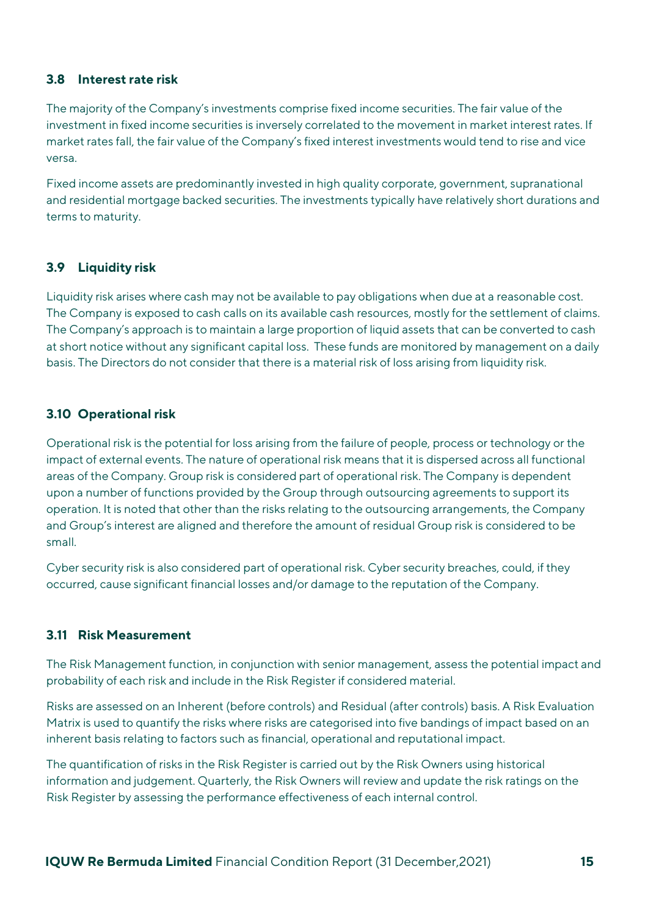### 3.8 Interest rate risk

The majority of the Company's investments comprise fixed income securities. The fair value of the investment in fixed income securities is inversely correlated to the movement in market interest rates. If market rates fall, the fair value of the Company's fixed interest investments would tend to rise and vice versa.

Fixed income assets are predominantly invested in high quality corporate, government, supranational and residential mortgage backed securities. The investments typically have relatively short durations and terms to maturity.

### 3.9 Liquidity risk

Liquidity risk arises where cash may not be available to pay obligations when due at a reasonable cost. The Company is exposed to cash calls on its available cash resources, mostly for the settlement of claims. The Company's approach is to maintain a large proportion of liquid assets that can be converted to cash at short notice without any significant capital loss. These funds are monitored by management on a daily basis. The Directors do not consider that there is a material risk of loss arising from liquidity risk.

### 3.10 Operational risk

Operational risk is the potential for loss arising from the failure of people, process or technology or the impact of external events. The nature of operational risk means that it is dispersed across all functional areas of the Company. Group risk is considered part of operational risk. The Company is dependent upon a number of functions provided by the Group through outsourcing agreements to support its operation. It is noted that other than the risks relating to the outsourcing arrangements, the Company and Group's interest are aligned and therefore the amount of residual Group risk is considered to be small.

Cyber security risk is also considered part of operational risk. Cyber security breaches, could, if they occurred, cause significant financial losses and/or damage to the reputation of the Company.

### 3.11 Risk Measurement

The Risk Management function, in conjunction with senior management, assess the potential impact and probability of each risk and include in the Risk Register if considered material.

Risks are assessed on an Inherent (before controls) and Residual (after controls) basis. A Risk Evaluation Matrix is used to quantify the risks where risks are categorised into five bandings of impact based on an inherent basis relating to factors such as financial, operational and reputational impact.

The quantification of risks in the Risk Register is carried out by the Risk Owners using historical information and judgement. Quarterly, the Risk Owners will review and update the risk ratings on the Risk Register by assessing the performance effectiveness of each internal control.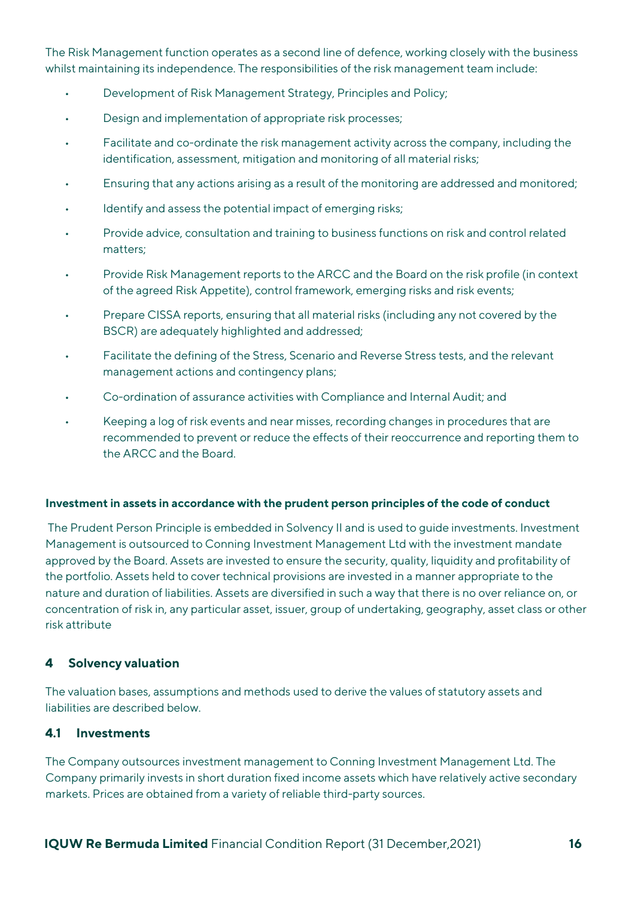The Risk Management function operates as a second line of defence, working closely with the business whilst maintaining its independence. The responsibilities of the risk management team include:

- Development of Risk Management Strategy, Principles and Policy;
- Design and implementation of appropriate risk processes;
- Facilitate and co-ordinate the risk management activity across the company, including the identification, assessment, mitigation and monitoring of all material risks;
- Ensuring that any actions arising as a result of the monitoring are addressed and monitored;
- Identify and assess the potential impact of emerging risks;
- Provide advice, consultation and training to business functions on risk and control related matters;
- Provide Risk Management reports to the ARCC and the Board on the risk profile (in context of the agreed Risk Appetite), control framework, emerging risks and risk events;
- Prepare CISSA reports, ensuring that all material risks (including any not covered by the BSCR) are adequately highlighted and addressed;
- Facilitate the defining of the Stress, Scenario and Reverse Stress tests, and the relevant management actions and contingency plans;
- Co-ordination of assurance activities with Compliance and Internal Audit; and
- Keeping a log of risk events and near misses, recording changes in procedures that are recommended to prevent or reduce the effects of their reoccurrence and reporting them to the ARCC and the Board.

**Investment in assets in accordance with the prudent person principles of the code of conduct**

The Prudent Person Principle is embedded in Solvency II and is used to guide investments. Investment Management is outsourced to Conning Investment Management Ltd with the investment mandate approved by the Board. Assets are invested to ensure the security, quality, liquidity and profitability of the portfolio. Assets held to cover technical provisions are invested in a manner appropriate to the nature and duration of liabilities. Assets are diversified in such a way that there is no over reliance on, or concentration of risk in, any particular asset, issuer, group of undertaking, geography, asset class or other risk attribute

## 4 Solvency valuation

The valuation bases, assumptions and methods used to derive the values of statutory assets and liabilities are described below.

### 4.1 Investments

The Company outsources investment management to Conning Investment Management Ltd. The Company primarily invests in short duration fixed income assets which have relatively active secondary markets. Prices are obtained from a variety of reliable third-party sources.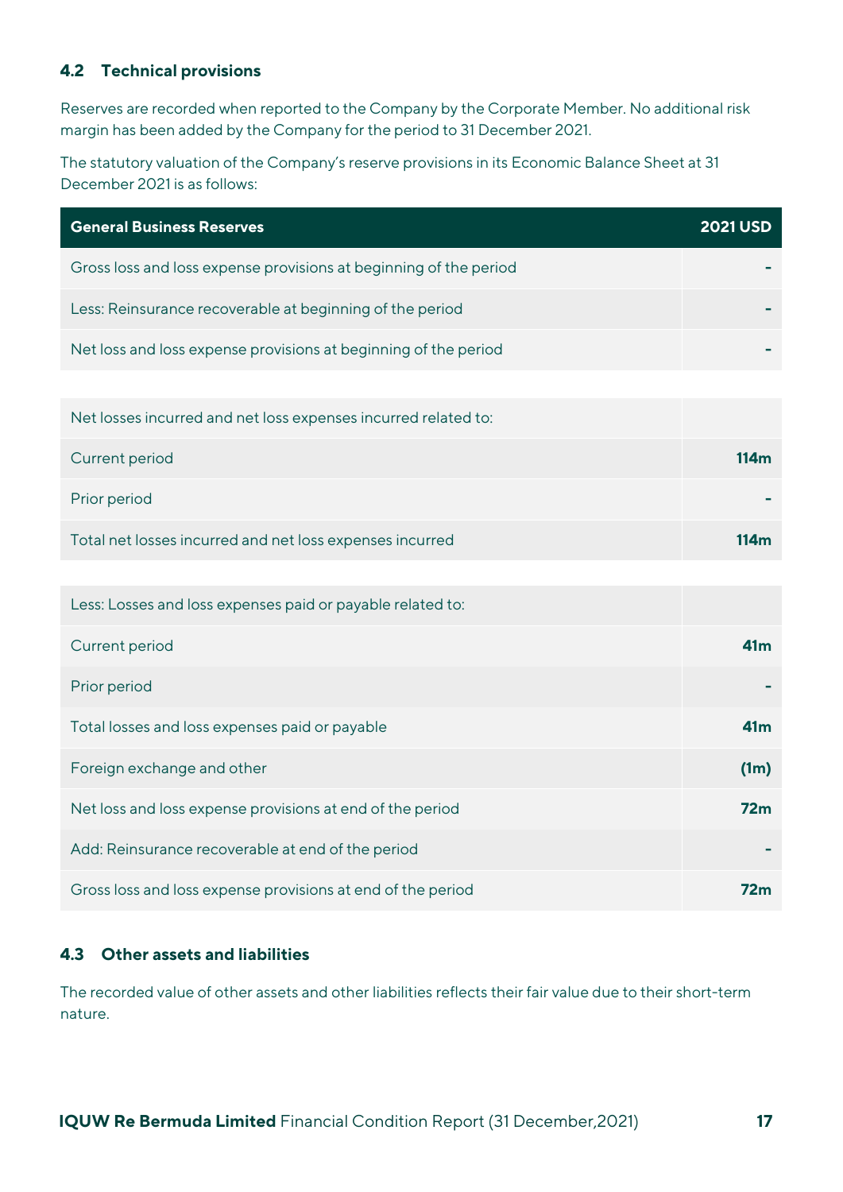## 4.2 Technical provisions

Reserves are recorded when reported to the Company by the Corporate Member. No additional risk margin has been added by the Company for the period to 31 December 2021.

The statutory valuation of the Company's reserve provisions in its Economic Balance Sheet at 31 December 2021 is as follows:

| General Business Reserves | 2021 USD |
|---|---|
| Gross loss and loss expense provisions at beginning of the period | - |
| Less: Reinsurance recoverable at beginning of the period | - |
| Net loss and loss expense provisions at beginning of the period | - |
| Net losses incurred and net loss expenses incurred related to: | |
| Current period | **114m** |
| Prior period | - |
| Total net losses incurred and net loss expenses incurred | **114m** |
| Less: Losses and loss expenses paid or payable related to: | |
| Current period | **41m** |
| Prior period | - |
| Total losses and loss expenses paid or payable | **41m** |
| Foreign exchange and other | **(1m)** |
| Net loss and loss expense provisions at end of the period | **72m** |
| Add: Reinsurance recoverable at end of the period | - |
| Gross loss and loss expense provisions at end of the period | **72m** |

## 4.3 Other assets and liabilities

The recorded value of other assets and other liabilities reflects their fair value due to their short-term nature.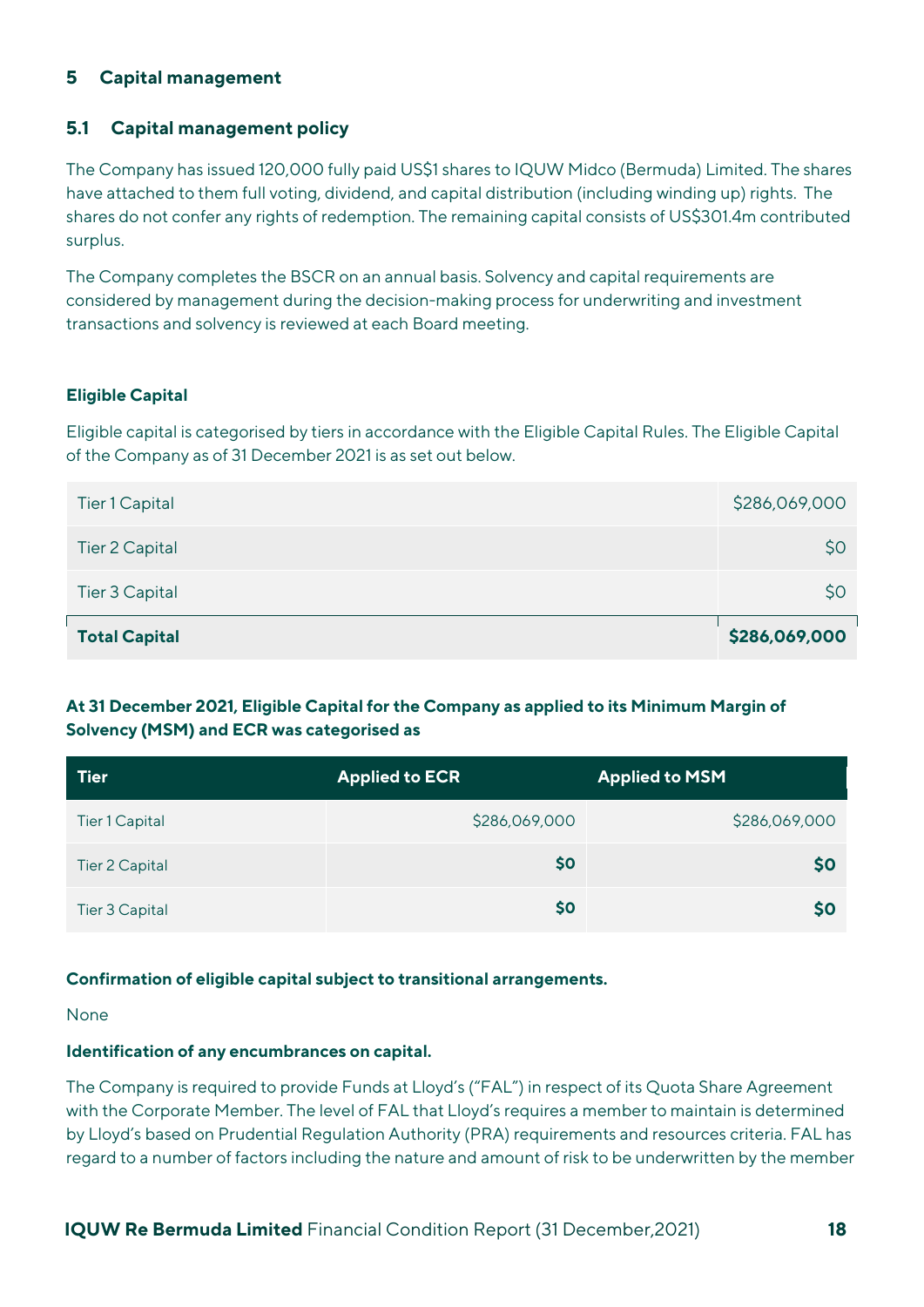## 5 Capital management

### 5.1 Capital management policy

The Company has issued 120,000 fully paid US$1 shares to IQUW Midco (Bermuda) Limited. The shares have attached to them full voting, dividend, and capital distribution (including winding up) rights. The shares do not confer any rights of redemption. The remaining capital consists of US$301.4m contributed surplus.

The Company completes the BSCR on an annual basis. Solvency and capital requirements are considered by management during the decision-making process for underwriting and investment transactions and solvency is reviewed at each Board meeting.

**Eligible Capital**

Eligible capital is categorised by tiers in accordance with the Eligible Capital Rules. The Eligible Capital of the Company as of 31 December 2021 is as set out below.

| | |
|---|---|
| Tier 1 Capital | $286,069,000 |
| Tier 2 Capital | $0 |
| Tier 3 Capital | $0 |
| **Total Capital** | **$286,069,000** |

**At 31 December 2021, Eligible Capital for the Company as applied to its Minimum Margin of Solvency (MSM) and ECR was categorised as**

| Tier | Applied to ECR | Applied to MSM |
|---|---|---|
| Tier 1 Capital | $286,069,000 | $286,069,000 |
| Tier 2 Capital | **$0** | **$0** |
| Tier 3 Capital | **$0** | **$0** |

**Confirmation of eligible capital subject to transitional arrangements.**

None

**Identification of any encumbrances on capital.**

The Company is required to provide Funds at Lloyd's ("FAL") in respect of its Quota Share Agreement with the Corporate Member. The level of FAL that Lloyd's requires a member to maintain is determined by Lloyd's based on Prudential Regulation Authority (PRA) requirements and resources criteria. FAL has regard to a number of factors including the nature and amount of risk to be underwritten by the member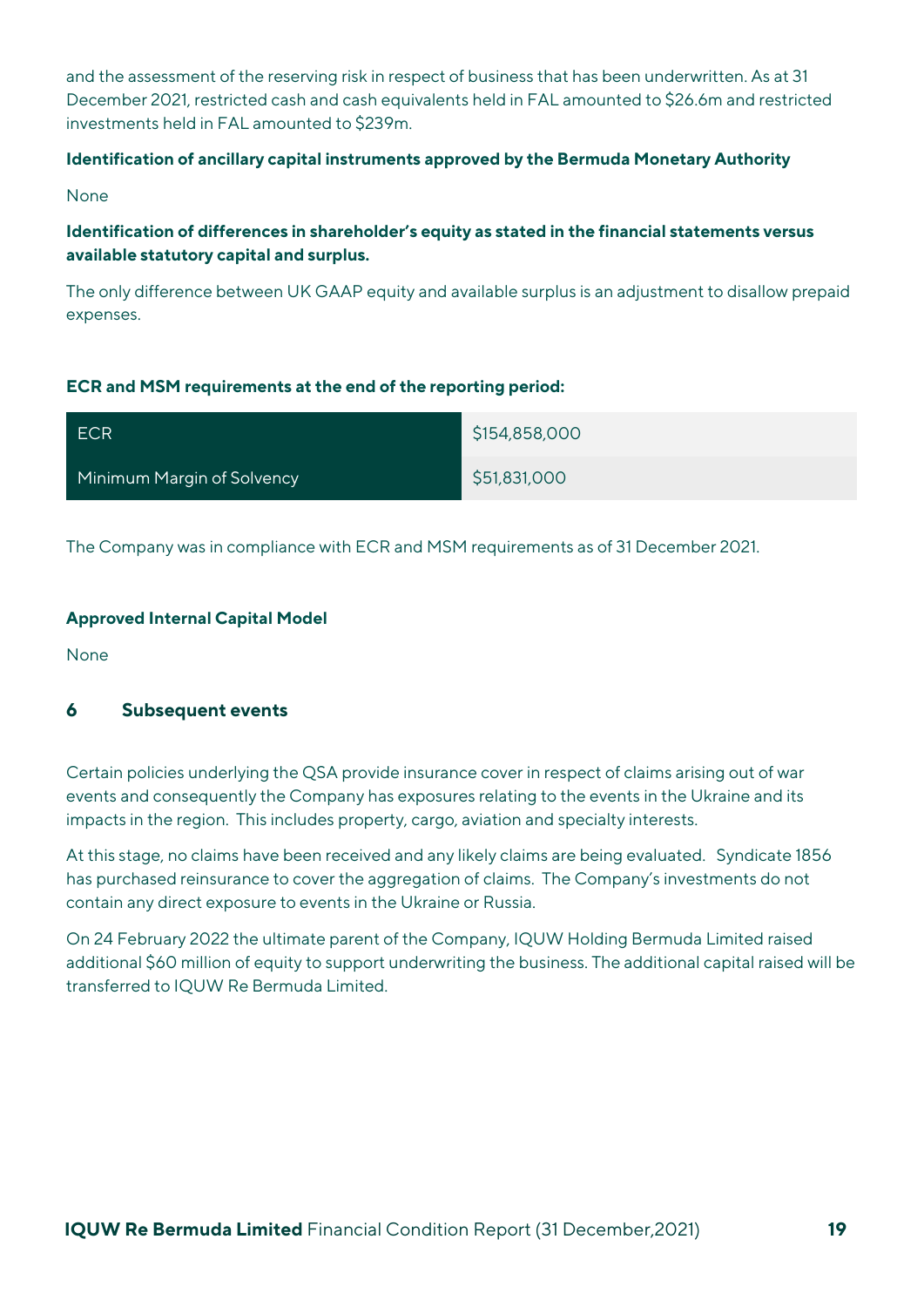and the assessment of the reserving risk in respect of business that has been underwritten. As at 31 December 2021, restricted cash and cash equivalents held in FAL amounted to $26.6m and restricted investments held in FAL amounted to $239m.

**Identification of ancillary capital instruments approved by the Bermuda Monetary Authority**

None

**Identification of differences in shareholder's equity as stated in the financial statements versus available statutory capital and surplus.**

The only difference between UK GAAP equity and available surplus is an adjustment to disallow prepaid expenses.

**ECR and MSM requirements at the end of the reporting period:**

| | |
|---|---|
| ECR | $154,858,000 |
| Minimum Margin of Solvency | $51,831,000 |

The Company was in compliance with ECR and MSM requirements as of 31 December 2021.

**Approved Internal Capital Model**

None

## 6 Subsequent events

Certain policies underlying the QSA provide insurance cover in respect of claims arising out of war events and consequently the Company has exposures relating to the events in the Ukraine and its impacts in the region. This includes property, cargo, aviation and specialty interests.

At this stage, no claims have been received and any likely claims are being evaluated. Syndicate 1856 has purchased reinsurance to cover the aggregation of claims. The Company's investments do not contain any direct exposure to events in the Ukraine or Russia.

On 24 February 2022 the ultimate parent of the Company, IQUW Holding Bermuda Limited raised additional $60 million of equity to support underwriting the business. The additional capital raised will be transferred to IQUW Re Bermuda Limited.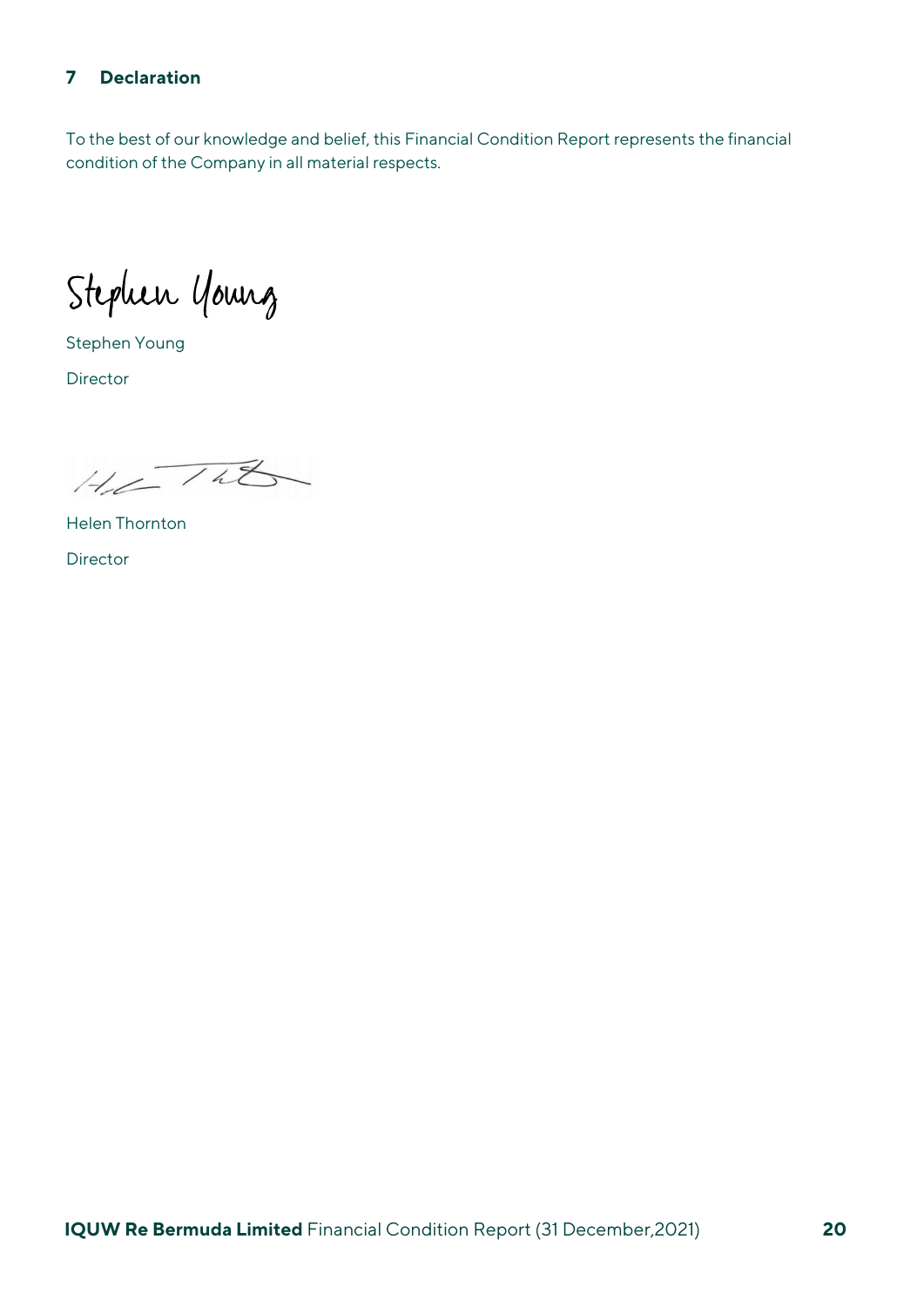## 7 Declaration

To the best of our knowledge and belief, this Financial Condition Report represents the financial condition of the Company in all material respects.

Stephen Young

Director

Helen Thornton

Director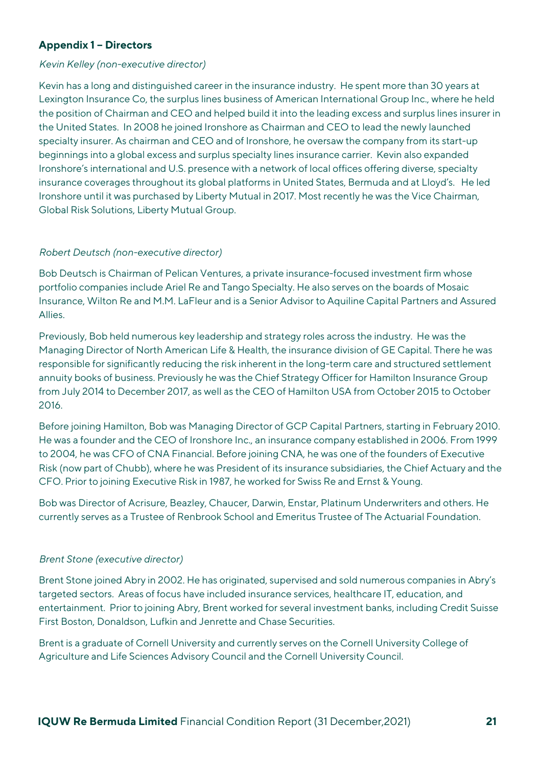## Appendix 1 – Directors

*Kevin Kelley (non-executive director)*

Kevin has a long and distinguished career in the insurance industry. He spent more than 30 years at Lexington Insurance Co, the surplus lines business of American International Group Inc., where he held the position of Chairman and CEO and helped build it into the leading excess and surplus lines insurer in the United States. In 2008 he joined Ironshore as Chairman and CEO to lead the newly launched specialty insurer. As chairman and CEO and of Ironshore, he oversaw the company from its start-up beginnings into a global excess and surplus specialty lines insurance carrier. Kevin also expanded Ironshore's international and U.S. presence with a network of local offices offering diverse, specialty insurance coverages throughout its global platforms in United States, Bermuda and at Lloyd's. He led Ironshore until it was purchased by Liberty Mutual in 2017. Most recently he was the Vice Chairman, Global Risk Solutions, Liberty Mutual Group.

*Robert Deutsch (non-executive director)*

Bob Deutsch is Chairman of Pelican Ventures, a private insurance-focused investment firm whose portfolio companies include Ariel Re and Tango Specialty. He also serves on the boards of Mosaic Insurance, Wilton Re and M.M. LaFleur and is a Senior Advisor to Aquiline Capital Partners and Assured Allies.

Previously, Bob held numerous key leadership and strategy roles across the industry. He was the Managing Director of North American Life & Health, the insurance division of GE Capital. There he was responsible for significantly reducing the risk inherent in the long-term care and structured settlement annuity books of business. Previously he was the Chief Strategy Officer for Hamilton Insurance Group from July 2014 to December 2017, as well as the CEO of Hamilton USA from October 2015 to October 2016.

Before joining Hamilton, Bob was Managing Director of GCP Capital Partners, starting in February 2010. He was a founder and the CEO of Ironshore Inc., an insurance company established in 2006. From 1999 to 2004, he was CFO of CNA Financial. Before joining CNA, he was one of the founders of Executive Risk (now part of Chubb), where he was President of its insurance subsidiaries, the Chief Actuary and the CFO. Prior to joining Executive Risk in 1987, he worked for Swiss Re and Ernst & Young.

Bob was Director of Acrisure, Beazley, Chaucer, Darwin, Enstar, Platinum Underwriters and others. He currently serves as a Trustee of Renbrook School and Emeritus Trustee of The Actuarial Foundation.

*Brent Stone (executive director)*

Brent Stone joined Abry in 2002. He has originated, supervised and sold numerous companies in Abry's targeted sectors. Areas of focus have included insurance services, healthcare IT, education, and entertainment. Prior to joining Abry, Brent worked for several investment banks, including Credit Suisse First Boston, Donaldson, Lufkin and Jenrette and Chase Securities.

Brent is a graduate of Cornell University and currently serves on the Cornell University College of Agriculture and Life Sciences Advisory Council and the Cornell University Council.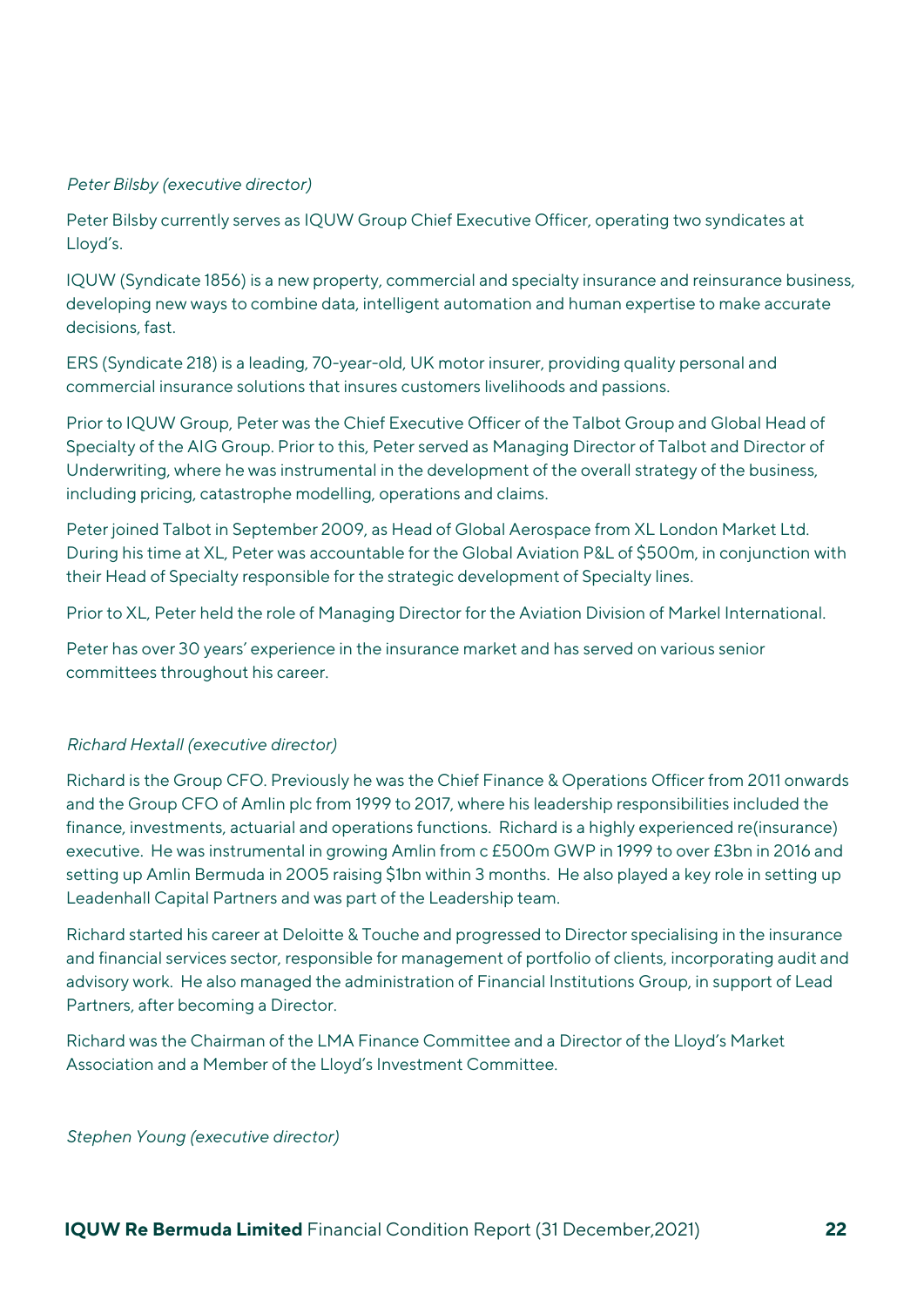*Peter Bilsby (executive director)*

Peter Bilsby currently serves as IQUW Group Chief Executive Officer, operating two syndicates at Lloyd's.

IQUW (Syndicate 1856) is a new property, commercial and specialty insurance and reinsurance business, developing new ways to combine data, intelligent automation and human expertise to make accurate decisions, fast.

ERS (Syndicate 218) is a leading, 70-year-old, UK motor insurer, providing quality personal and commercial insurance solutions that insures customers livelihoods and passions.

Prior to IQUW Group, Peter was the Chief Executive Officer of the Talbot Group and Global Head of Specialty of the AIG Group. Prior to this, Peter served as Managing Director of Talbot and Director of Underwriting, where he was instrumental in the development of the overall strategy of the business, including pricing, catastrophe modelling, operations and claims.

Peter joined Talbot in September 2009, as Head of Global Aerospace from XL London Market Ltd. During his time at XL, Peter was accountable for the Global Aviation P&L of $500m, in conjunction with their Head of Specialty responsible for the strategic development of Specialty lines.

Prior to XL, Peter held the role of Managing Director for the Aviation Division of Markel International.

Peter has over 30 years' experience in the insurance market and has served on various senior committees throughout his career.

*Richard Hextall (executive director)*

Richard is the Group CFO. Previously he was the Chief Finance & Operations Officer from 2011 onwards and the Group CFO of Amlin plc from 1999 to 2017, where his leadership responsibilities included the finance, investments, actuarial and operations functions. Richard is a highly experienced re(insurance) executive. He was instrumental in growing Amlin from c £500m GWP in 1999 to over £3bn in 2016 and setting up Amlin Bermuda in 2005 raising $1bn within 3 months. He also played a key role in setting up Leadenhall Capital Partners and was part of the Leadership team.

Richard started his career at Deloitte & Touche and progressed to Director specialising in the insurance and financial services sector, responsible for management of portfolio of clients, incorporating audit and advisory work. He also managed the administration of Financial Institutions Group, in support of Lead Partners, after becoming a Director.

Richard was the Chairman of the LMA Finance Committee and a Director of the Lloyd's Market Association and a Member of the Lloyd's Investment Committee.

*Stephen Young (executive director)*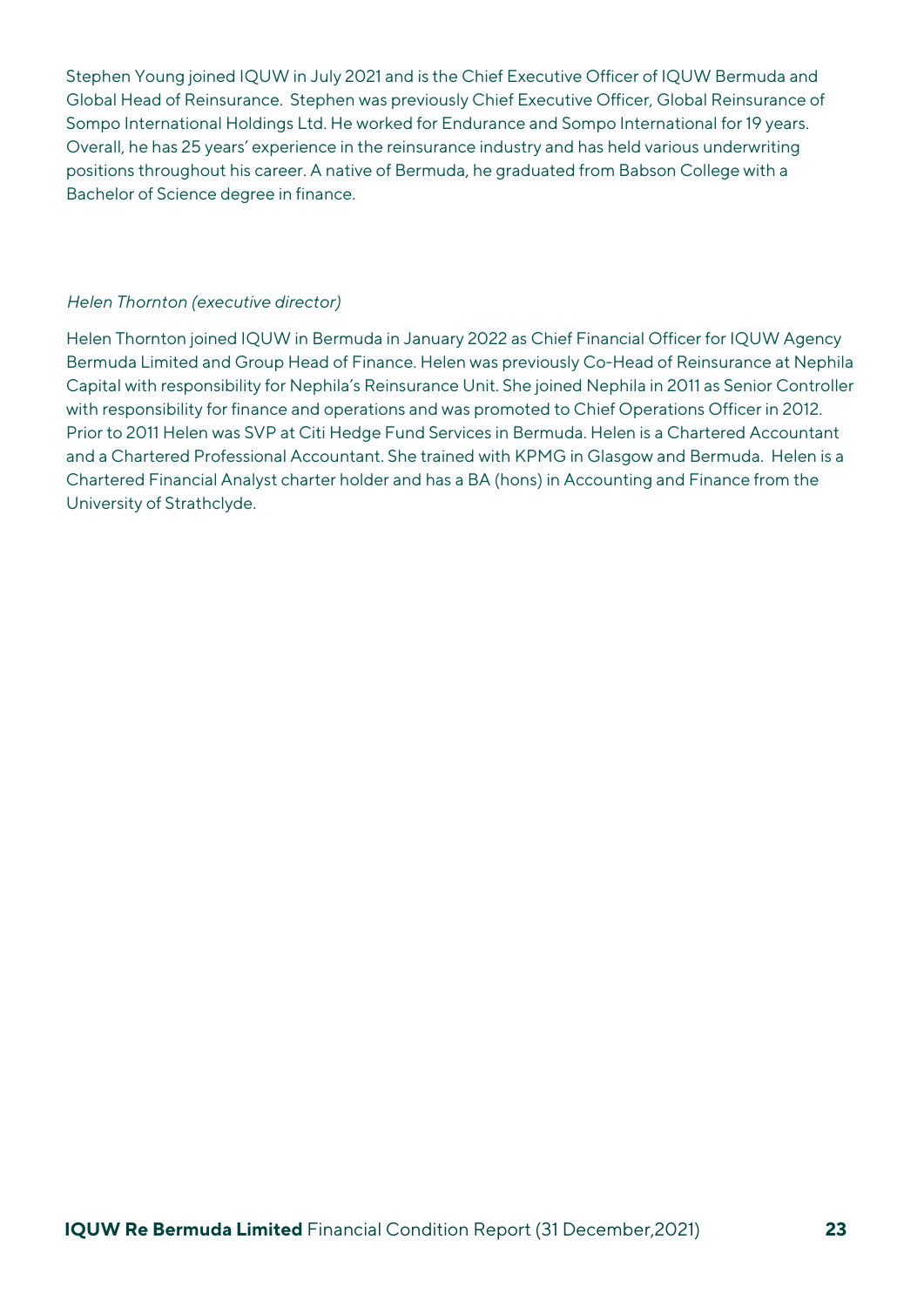Stephen Young joined IQUW in July 2021 and is the Chief Executive Officer of IQUW Bermuda and Global Head of Reinsurance. Stephen was previously Chief Executive Officer, Global Reinsurance of Sompo International Holdings Ltd. He worked for Endurance and Sompo International for 19 years. Overall, he has 25 years' experience in the reinsurance industry and has held various underwriting positions throughout his career. A native of Bermuda, he graduated from Babson College with a Bachelor of Science degree in finance.

*Helen Thornton (executive director)*

Helen Thornton joined IQUW in Bermuda in January 2022 as Chief Financial Officer for IQUW Agency Bermuda Limited and Group Head of Finance. Helen was previously Co-Head of Reinsurance at Nephila Capital with responsibility for Nephila's Reinsurance Unit. She joined Nephila in 2011 as Senior Controller with responsibility for finance and operations and was promoted to Chief Operations Officer in 2012. Prior to 2011 Helen was SVP at Citi Hedge Fund Services in Bermuda. Helen is a Chartered Accountant and a Chartered Professional Accountant. She trained with KPMG in Glasgow and Bermuda. Helen is a Chartered Financial Analyst charter holder and has a BA (hons) in Accounting and Finance from the University of Strathclyde.